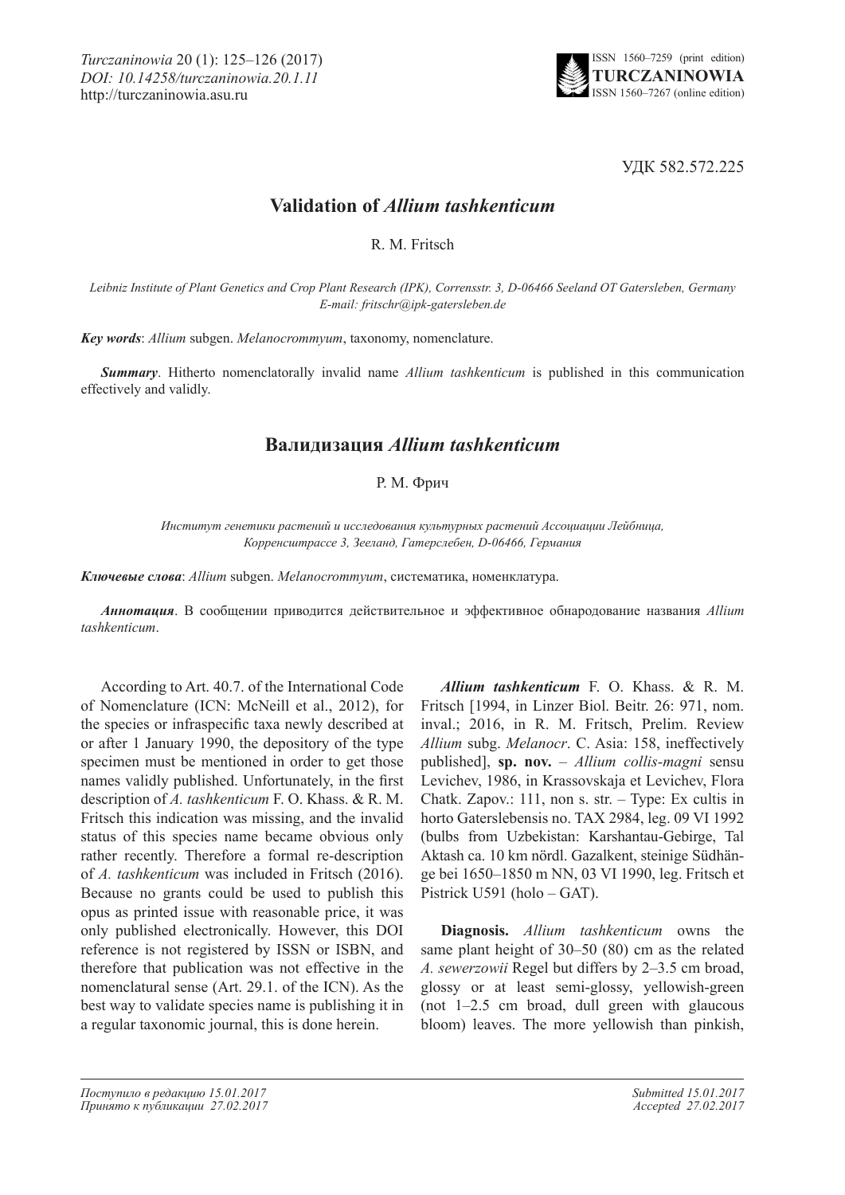УДК 582.572.225

# Validation of *Allium tashkenticum*

R. M. Fritsch

*Leibniz Institute of Plant Genetics and Crop Plant Research (IPK), Corrensstr. 3, D-06466 Seeland OT Gatersleben, Germany*
*E-mail: fritschr@ipk-gatersleben.de*

***Key words***: *Allium* subgen. *Melanocrommyum*, taxonomy, nomenclature.

***Summary***. Hitherto nomenclatorally invalid name *Allium tashkenticum* is published in this communication effectively and validly.

# Валидизация *Allium tashkenticum*

Р. М. Фрич

*Институт генетики растений и исследования культурных растений Ассоциации Лейбница, Корренсштрассе 3, Зееланд, Гатерслебен, D-06466, Германия*

***Ключевые слова***: *Allium* subgen. *Melanocrommyum*, систематика, номенклатура.

***Аннотация***. В сообщении приводится действительное и эффективное обнародование названия *Allium tashkenticum*.

According to Art. 40.7. of the International Code of Nomenclature (ICN: McNeill et al., 2012), for the species or infraspecific taxa newly described at or after 1 January 1990, the depository of the type specimen must be mentioned in order to get those names validly published. Unfortunately, in the first description of *A. tashkenticum* F. O. Khass. & R. M. Fritsch this indication was missing, and the invalid status of this species name became obvious only rather recently. Therefore a formal re-description of *A. tashkenticum* was included in Fritsch (2016). Because no grants could be used to publish this opus as printed issue with reasonable price, it was only published electronically. However, this DOI reference is not registered by ISSN or ISBN, and therefore that publication was not effective in the nomenclatural sense (Art. 29.1. of the ICN). As the best way to validate species name is publishing it in a regular taxonomic journal, this is done herein.

***Allium tashkenticum*** F. O. Khass. & R. M. Fritsch [1994, in Linzer Biol. Beitr. 26: 971, nom. inval.; 2016, in R. M. Fritsch, Prelim. Review *Allium* subg. *Melanocr*. C. Asia: 158, ineffectively published], **sp. nov.** – *Allium collis-magni* sensu Levichev, 1986, in Krassovskaja et Levichev, Flora Chatk. Zapov.: 111, non s. str. – Type: Ex cultis in horto Gaterslebensis no. TAX 2984, leg. 09 VI 1992 (bulbs from Uzbekistan: Karshantau-Gebirge, Tal Aktash ca. 10 km nördl. Gazalkent, steinige Südhänge bei 1650–1850 m NN, 03 VI 1990, leg. Fritsch et Pistrick U591 (holo – GAT).

**Diagnosis.** *Allium tashkenticum* owns the same plant height of 30–50 (80) cm as the related *A. sewerzowii* Regel but differs by 2–3.5 cm broad, glossy or at least semi-glossy, yellowish-green (not 1–2.5 cm broad, dull green with glaucous bloom) leaves. The more yellowish than pinkish,

*Поступило в редакцию 15.01.2017*
*Принято к публикации 27.02.2017*

*Submitted 15.01.2017*
*Accepted 27.02.2017*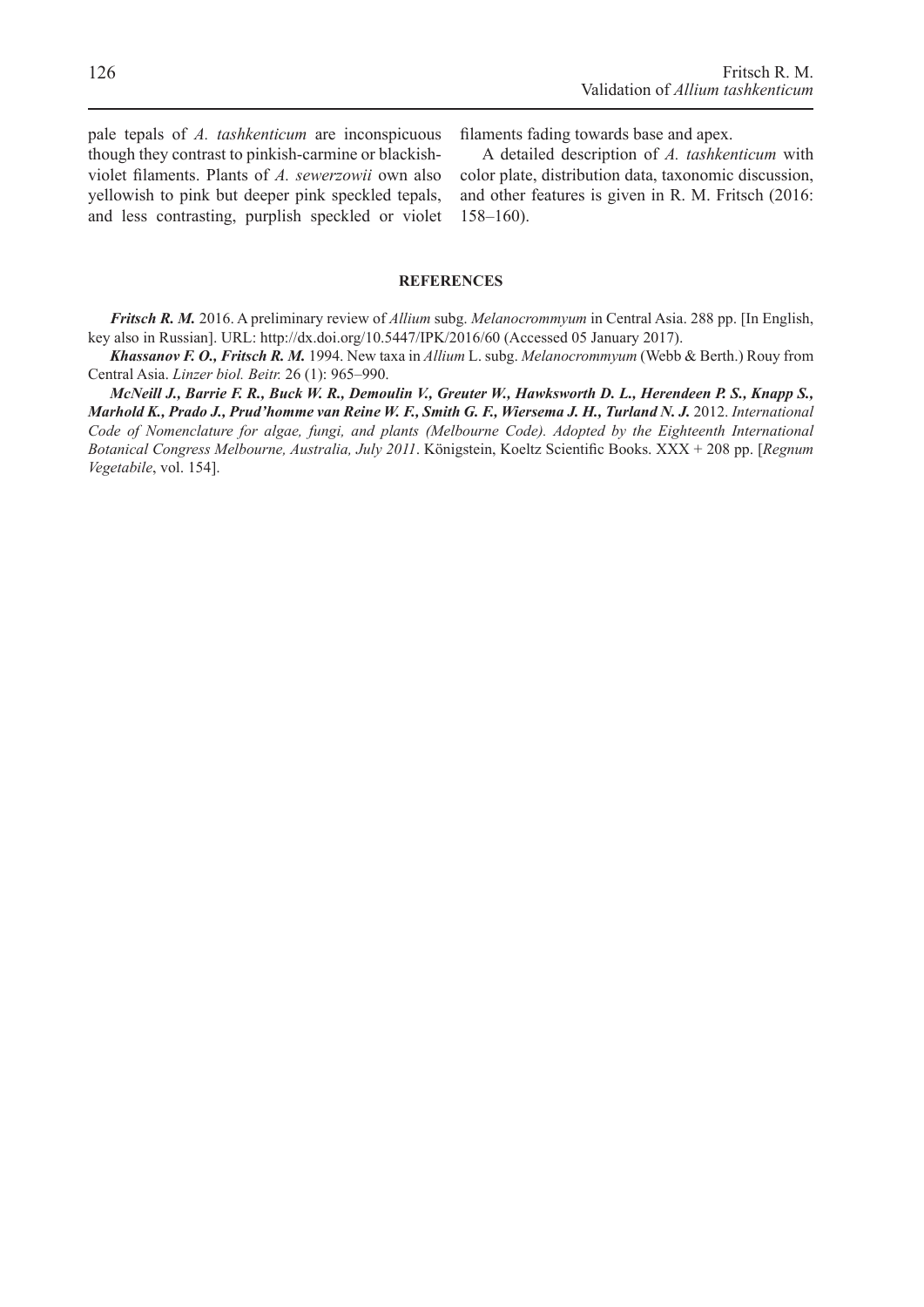pale tepals of *A. tashkenticum* are inconspicuous though they contrast to pinkish-carmine or blackish-violet filaments. Plants of *A. sewerzowii* own also yellowish to pink but deeper pink speckled tepals, and less contrasting, purplish speckled or violet filaments fading towards base and apex.

A detailed description of *A. tashkenticum* with color plate, distribution data, taxonomic discussion, and other features is given in R. M. Fritsch (2016: 158–160).

## REFERENCES

***Fritsch R. M.*** 2016. A preliminary review of *Allium* subg. *Melanocrommyum* in Central Asia. 288 pp. [In English, key also in Russian]. URL: http://dx.doi.org/10.5447/IPK/2016/60 (Accessed 05 January 2017).

***Khassanov F. O., Fritsch R. M.*** 1994. New taxa in *Allium* L. subg. *Melanocrommyum* (Webb & Berth.) Rouy from Central Asia. *Linzer biol. Beitr.* 26 (1): 965–990.

***McNeill J., Barrie F. R., Buck W. R., Demoulin V., Greuter W., Hawksworth D. L., Herendeen P. S., Knapp S., Marhold K., Prado J., Prud'homme van Reine W. F., Smith G. F., Wiersema J. H., Turland N. J.*** 2012. *International Code of Nomenclature for algae, fungi, and plants (Melbourne Code). Adopted by the Eighteenth International Botanical Congress Melbourne, Australia, July 2011*. Königstein, Koeltz Scientific Books. XXX + 208 pp. [*Regnum Vegetabile*, vol. 154].